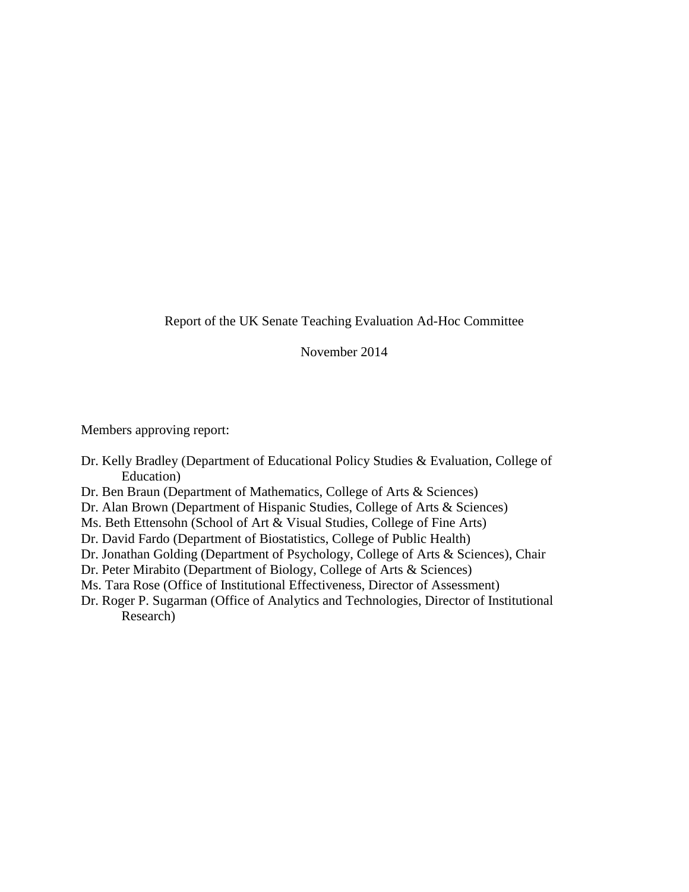# Report of the UK Senate Teaching Evaluation Ad-Hoc Committee

November 2014

Members approving report:

- Dr. Kelly Bradley (Department of Educational Policy Studies & Evaluation, College of Education)
- Dr. Ben Braun (Department of Mathematics, College of Arts & Sciences)
- Dr. Alan Brown (Department of Hispanic Studies, College of Arts & Sciences)
- Ms. Beth Ettensohn (School of Art & Visual Studies, College of Fine Arts)
- Dr. David Fardo (Department of Biostatistics, College of Public Health)
- Dr. Jonathan Golding (Department of Psychology, College of Arts & Sciences), Chair
- Dr. Peter Mirabito (Department of Biology, College of Arts & Sciences)
- Ms. Tara Rose (Office of Institutional Effectiveness, Director of Assessment)
- Dr. Roger P. Sugarman (Office of Analytics and Technologies, Director of Institutional Research)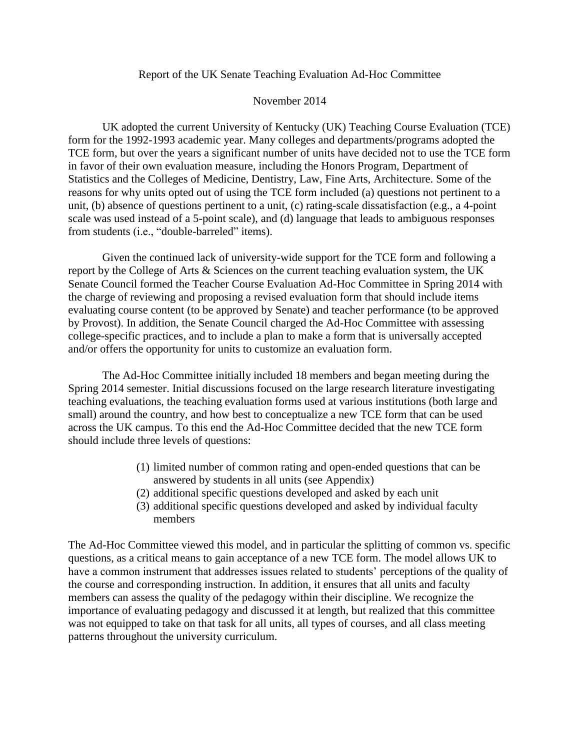Report of the UK Senate Teaching Evaluation Ad-Hoc Committee

November 2014

UK adopted the current University of Kentucky (UK) Teaching Course Evaluation (TCE) form for the 1992-1993 academic year. Many colleges and departments/programs adopted the TCE form, but over the years a significant number of units have decided not to use the TCE form in favor of their own evaluation measure, including the Honors Program, Department of Statistics and the Colleges of Medicine, Dentistry, Law, Fine Arts, Architecture. Some of the reasons for why units opted out of using the TCE form included (a) questions not pertinent to a unit, (b) absence of questions pertinent to a unit, (c) rating-scale dissatisfaction (e.g., a 4-point scale was used instead of a 5-point scale), and (d) language that leads to ambiguous responses from students (i.e., "double-barreled" items).

Given the continued lack of university-wide support for the TCE form and following a report by the College of Arts & Sciences on the current teaching evaluation system, the UK Senate Council formed the Teacher Course Evaluation Ad-Hoc Committee in Spring 2014 with the charge of reviewing and proposing a revised evaluation form that should include items evaluating course content (to be approved by Senate) and teacher performance (to be approved by Provost). In addition, the Senate Council charged the Ad-Hoc Committee with assessing college-specific practices, and to include a plan to make a form that is universally accepted and/or offers the opportunity for units to customize an evaluation form.

The Ad-Hoc Committee initially included 18 members and began meeting during the Spring 2014 semester. Initial discussions focused on the large research literature investigating teaching evaluations, the teaching evaluation forms used at various institutions (both large and small) around the country, and how best to conceptualize a new TCE form that can be used across the UK campus. To this end the Ad-Hoc Committee decided that the new TCE form should include three levels of questions:

(1) limited number of common rating and open-ended questions that can be answered by students in all units (see Appendix)
(2) additional specific questions developed and asked by each unit
(3) additional specific questions developed and asked by individual faculty members

The Ad-Hoc Committee viewed this model, and in particular the splitting of common vs. specific questions, as a critical means to gain acceptance of a new TCE form. The model allows UK to have a common instrument that addresses issues related to students' perceptions of the quality of the course and corresponding instruction. In addition, it ensures that all units and faculty members can assess the quality of the pedagogy within their discipline. We recognize the importance of evaluating pedagogy and discussed it at length, but realized that this committee was not equipped to take on that task for all units, all types of courses, and all class meeting patterns throughout the university curriculum.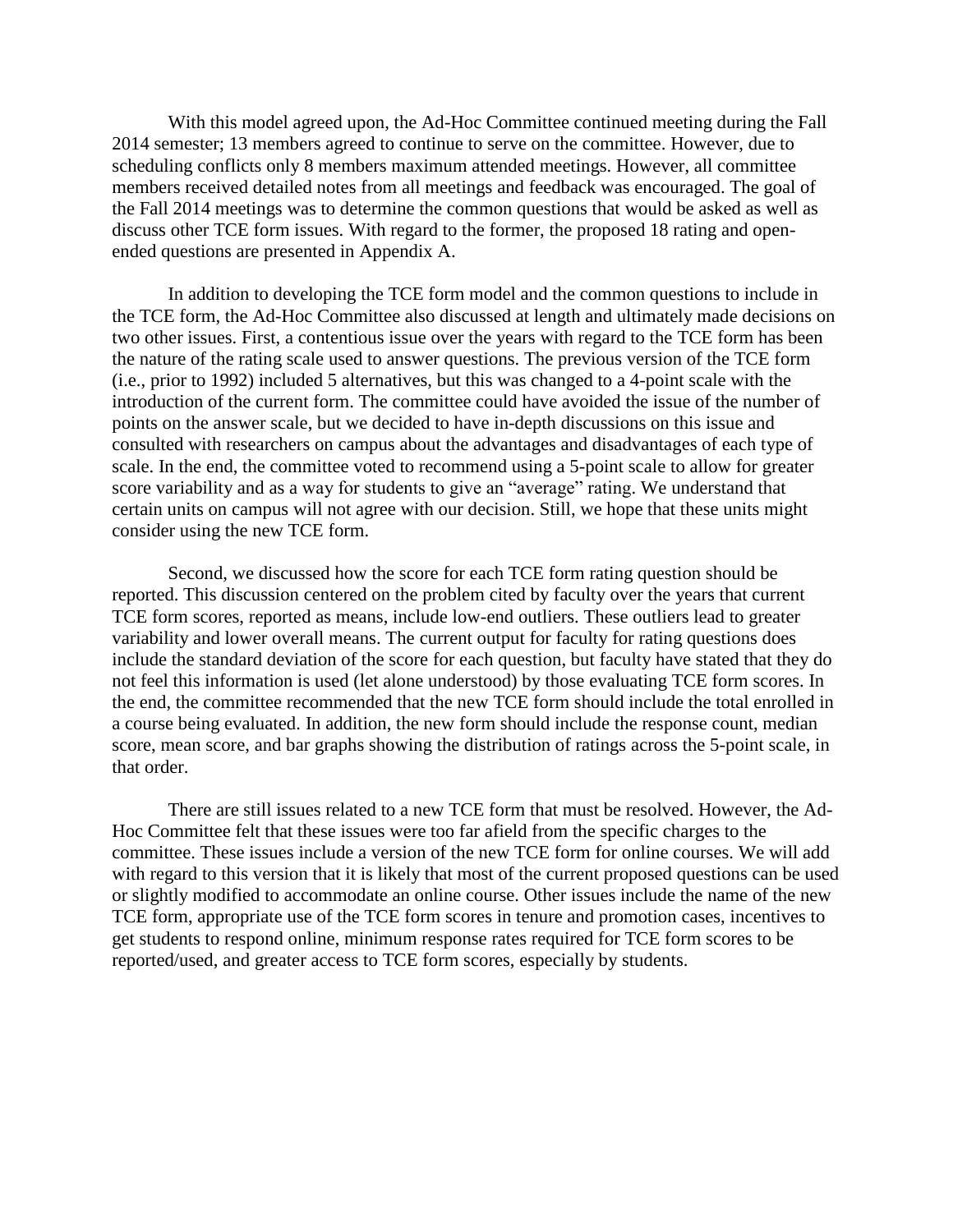With this model agreed upon, the Ad-Hoc Committee continued meeting during the Fall 2014 semester; 13 members agreed to continue to serve on the committee. However, due to scheduling conflicts only 8 members maximum attended meetings. However, all committee members received detailed notes from all meetings and feedback was encouraged. The goal of the Fall 2014 meetings was to determine the common questions that would be asked as well as discuss other TCE form issues. With regard to the former, the proposed 18 rating and open-ended questions are presented in Appendix A.

In addition to developing the TCE form model and the common questions to include in the TCE form, the Ad-Hoc Committee also discussed at length and ultimately made decisions on two other issues. First, a contentious issue over the years with regard to the TCE form has been the nature of the rating scale used to answer questions. The previous version of the TCE form (i.e., prior to 1992) included 5 alternatives, but this was changed to a 4-point scale with the introduction of the current form. The committee could have avoided the issue of the number of points on the answer scale, but we decided to have in-depth discussions on this issue and consulted with researchers on campus about the advantages and disadvantages of each type of scale. In the end, the committee voted to recommend using a 5-point scale to allow for greater score variability and as a way for students to give an "average" rating. We understand that certain units on campus will not agree with our decision. Still, we hope that these units might consider using the new TCE form.

Second, we discussed how the score for each TCE form rating question should be reported. This discussion centered on the problem cited by faculty over the years that current TCE form scores, reported as means, include low-end outliers. These outliers lead to greater variability and lower overall means. The current output for faculty for rating questions does include the standard deviation of the score for each question, but faculty have stated that they do not feel this information is used (let alone understood) by those evaluating TCE form scores. In the end, the committee recommended that the new TCE form should include the total enrolled in a course being evaluated. In addition, the new form should include the response count, median score, mean score, and bar graphs showing the distribution of ratings across the 5-point scale, in that order.

There are still issues related to a new TCE form that must be resolved. However, the Ad-Hoc Committee felt that these issues were too far afield from the specific charges to the committee. These issues include a version of the new TCE form for online courses. We will add with regard to this version that it is likely that most of the current proposed questions can be used or slightly modified to accommodate an online course. Other issues include the name of the new TCE form, appropriate use of the TCE form scores in tenure and promotion cases, incentives to get students to respond online, minimum response rates required for TCE form scores to be reported/used, and greater access to TCE form scores, especially by students.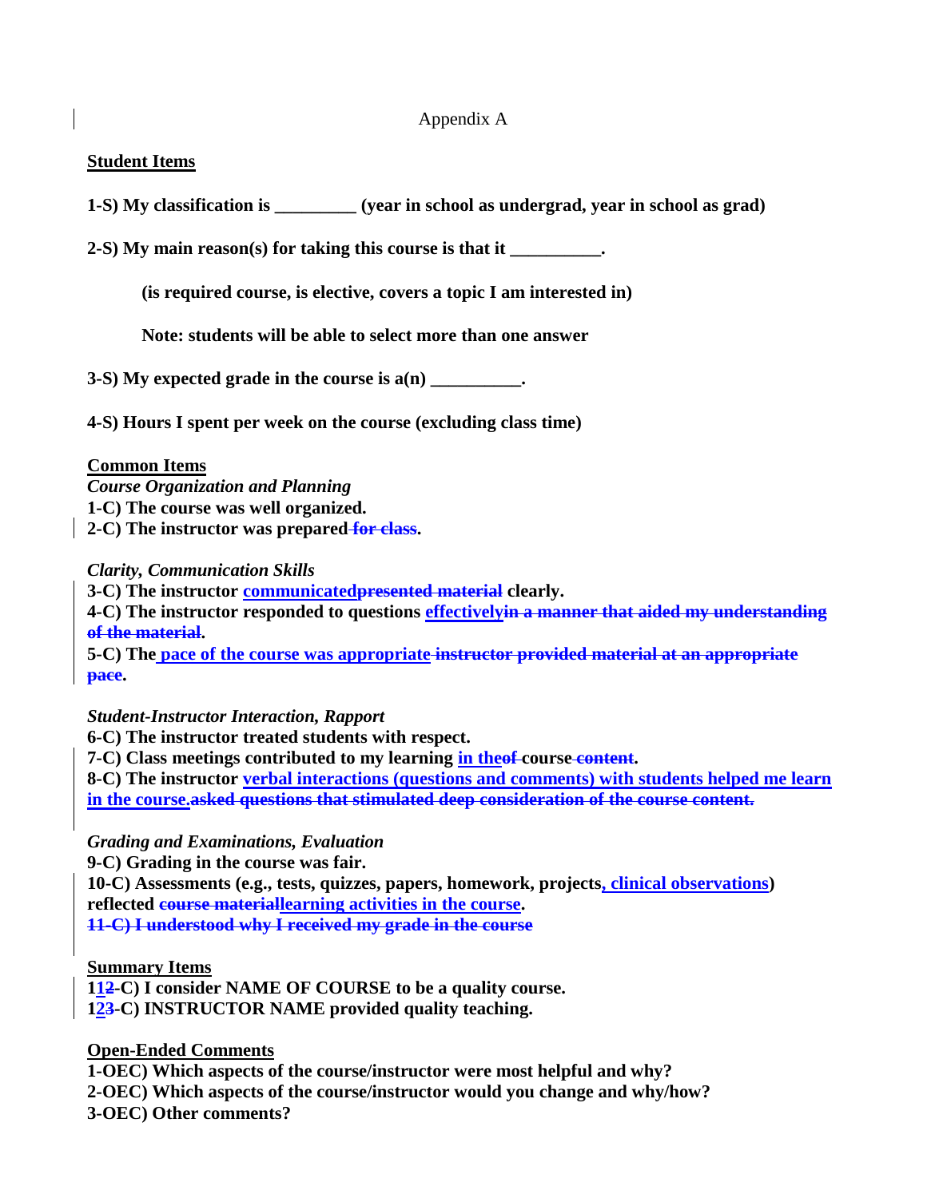Appendix A

**Student Items**

**1-S) My classification is _________ (year in school as undergrad, year in school as grad)**

**2-S) My main reason(s) for taking this course is that it __________.**

> **(is required course, is elective, covers a topic I am interested in)**
>
> **Note: students will be able to select more than one answer**

**3-S) My expected grade in the course is a(n) __________.**

**4-S) Hours I spent per week on the course (excluding class time)**

**Common Items**

***Course Organization and Planning***

**1-C) The course was well organized.**
**2-C) The instructor was prepared ~~for class~~.**

***Clarity, Communication Skills***

**3-C) The instructor communicated~~presented material~~ clearly.**
**4-C) The instructor responded to questions effectively~~in a manner that aided my understanding of the material~~.**
**5-C) The pace of the course was appropriate ~~instructor provided material at an appropriate pace~~.**

***Student-Instructor Interaction, Rapport***

**6-C) The instructor treated students with respect.**
**7-C) Class meetings contributed to my learning in the~~of~~ course ~~content~~.**
**8-C) The instructor verbal interactions (questions and comments) with students helped me learn in the course.~~asked questions that stimulated deep consideration of the course content.~~**

***Grading and Examinations, Evaluation***

**9-C) Grading in the course was fair.**
**10-C) Assessments (e.g., tests, quizzes, papers, homework, projects, clinical observations) reflected ~~course material~~learning activities in the course.**
**~~11-C) I understood why I received my grade in the course~~**

**Summary Items**

**11~~2~~-C) I consider NAME OF COURSE to be a quality course.**
**12~~3~~-C) INSTRUCTOR NAME provided quality teaching.**

**Open-Ended Comments**

**1-OEC) Which aspects of the course/instructor were most helpful and why?**
**2-OEC) Which aspects of the course/instructor would you change and why/how?**
**3-OEC) Other comments?**